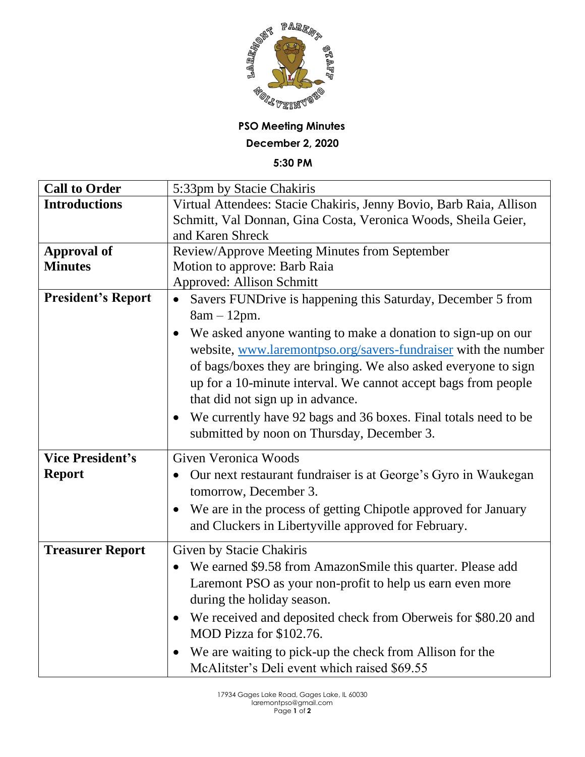**PSO Meeting Minutes**

**December 2, 2020**

**5:30 PM**

| | |
|---|---|
| **Call to Order** | 5:33pm by Stacie Chakiris |
| **Introductions** | Virtual Attendees: Stacie Chakiris, Jenny Bovio, Barb Raia, Allison Schmitt, Val Donnan, Gina Costa, Veronica Woods, Sheila Geier, and Karen Shreck |
| **Approval of Minutes** | Review/Approve Meeting Minutes from September<br>Motion to approve: Barb Raia<br>Approved: Allison Schmitt |
| **President's Report** | • Savers FUNDrive is happening this Saturday, December 5 from 8am – 12pm.<br>• We asked anyone wanting to make a donation to sign-up on our website, www.laremontpso.org/savers-fundraiser with the number of bags/boxes they are bringing. We also asked everyone to sign up for a 10-minute interval. We cannot accept bags from people that did not sign up in advance.<br>• We currently have 92 bags and 36 boxes. Final totals need to be submitted by noon on Thursday, December 3. |
| **Vice President's Report** | Given Veronica Woods<br>• Our next restaurant fundraiser is at George's Gyro in Waukegan tomorrow, December 3.<br>• We are in the process of getting Chipotle approved for January and Cluckers in Libertyville approved for February. |
| **Treasurer Report** | Given by Stacie Chakiris<br>• We earned $9.58 from AmazonSmile this quarter. Please add Laremont PSO as your non-profit to help us earn even more during the holiday season.<br>• We received and deposited check from Oberweis for $80.20 and MOD Pizza for $102.76.<br>• We are waiting to pick-up the check from Allison for the McAlitster's Deli event which raised $69.55 |

17934 Gages Lake Road, Gages Lake, IL 60030
laremontpso@gmail.com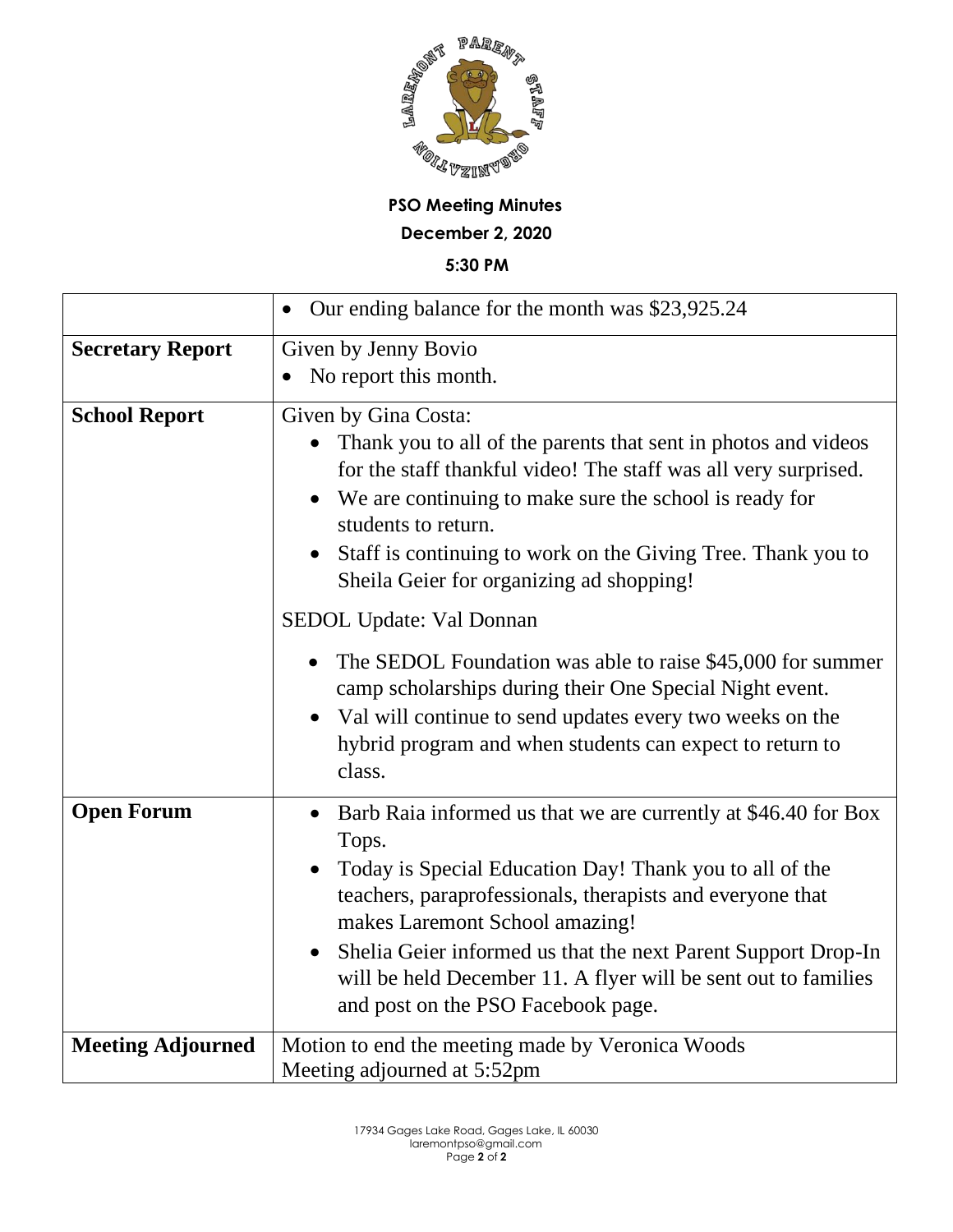**PSO Meeting Minutes**

**December 2, 2020**

**5:30 PM**

| | |
|---|---|
| | • Our ending balance for the month was $23,925.24 |
| **Secretary Report** | Given by Jenny Bovio<br>• No report this month. |
| **School Report** | Given by Gina Costa:<br>• Thank you to all of the parents that sent in photos and videos for the staff thankful video! The staff was all very surprised.<br>• We are continuing to make sure the school is ready for students to return.<br>• Staff is continuing to work on the Giving Tree. Thank you to Sheila Geier for organizing ad shopping!<br><br>SEDOL Update: Val Donnan<br>• The SEDOL Foundation was able to raise $45,000 for summer camp scholarships during their One Special Night event.<br>• Val will continue to send updates every two weeks on the hybrid program and when students can expect to return to class. |
| **Open Forum** | • Barb Raia informed us that we are currently at $46.40 for Box Tops.<br>• Today is Special Education Day! Thank you to all of the teachers, paraprofessionals, therapists and everyone that makes Laremont School amazing!<br>• Shelia Geier informed us that the next Parent Support Drop-In will be held December 11. A flyer will be sent out to families and post on the PSO Facebook page. |
| **Meeting Adjourned** | Motion to end the meeting made by Veronica Woods<br>Meeting adjourned at 5:52pm |

17934 Gages Lake Road, Gages Lake, IL 60030
laremontpso@gmail.com